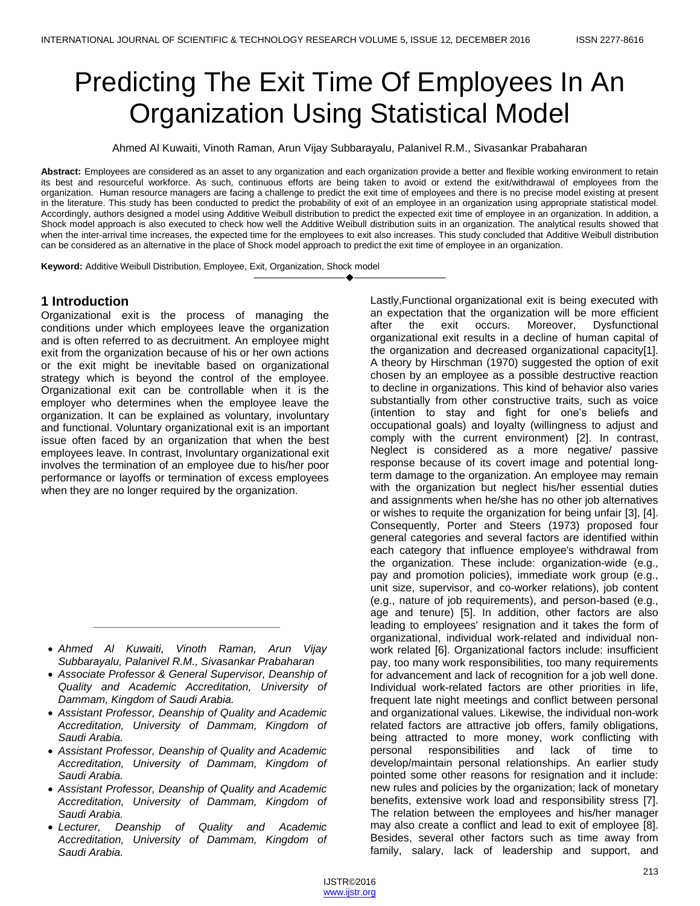# Predicting The Exit Time Of Employees In An Organization Using Statistical Model

Ahmed Al Kuwaiti, Vinoth Raman, Arun Vijay Subbarayalu, Palanivel R.M., Sivasankar Prabaharan

**Abstract:** Employees are considered as an asset to any organization and each organization provide a better and flexible working environment to retain its best and resourceful workforce. As such, continuous efforts are being taken to avoid or extend the exit/withdrawal of employees from the organization. Human resource managers are facing a challenge to predict the exit time of employees and there is no precise model existing at present in the literature. This study has been conducted to predict the probability of exit of an employee in an organization using appropriate statistical model. Accordingly, authors designed a model using Additive Weibull distribution to predict the expected exit time of employee in an organization. In addition, a Shock model approach is also executed to check how well the Additive Weibull distribution suits in an organization. The analytical results showed that when the inter-arrival time increases, the expected time for the employees to exit also increases. This study concluded that Additive Weibull distribution can be considered as an alternative in the place of Shock model approach to predict the exit time of employee in an organization.

**Keyword:** Additive Weibull Distribution, Employee, Exit, Organization, Shock model

---

## 1 Introduction

Organizational exit is the process of managing the conditions under which employees leave the organization and is often referred to as decruitment. An employee might exit from the organization because of his or her own actions or the exit might be inevitable based on organizational strategy which is beyond the control of the employee. Organizational exit can be controllable when it is the employer who determines when the employee leave the organization. It can be explained as voluntary, involuntary and functional. Voluntary organizational exit is an important issue often faced by an organization that when the best employees leave. In contrast, Involuntary organizational exit involves the termination of an employee due to his/her poor performance or layoffs or termination of excess employees when they are no longer required by the organization. Lastly,Functional organizational exit is being executed with an expectation that the organization will be more efficient after the exit occurs. Moreover, Dysfunctional organizational exit results in a decline of human capital of the organization and decreased organizational capacity[1]. A theory by Hirschman (1970) suggested the option of exit chosen by an employee as a possible destructive reaction to decline in organizations. This kind of behavior also varies substantially from other constructive traits, such as voice (intention to stay and fight for one's beliefs and occupational goals) and loyalty (willingness to adjust and comply with the current environment) [2]. In contrast, Neglect is considered as a more negative/ passive response because of its covert image and potential long-term damage to the organization. An employee may remain with the organization but neglect his/her essential duties and assignments when he/she has no other job alternatives or wishes to requite the organization for being unfair [3], [4]. Consequently, Porter and Steers (1973) proposed four general categories and several factors are identified within each category that influence employee's withdrawal from the organization. These include: organization-wide (e.g., pay and promotion policies), immediate work group (e.g., unit size, supervisor, and co-worker relations), job content (e.g., nature of job requirements), and person-based (e.g., age and tenure) [5]. In addition, other factors are also leading to employees' resignation and it takes the form of organizational, individual work-related and individual non-work related [6]. Organizational factors include: insufficient pay, too many work responsibilities, too many requirements for advancement and lack of recognition for a job well done. Individual work-related factors are other priorities in life, frequent late night meetings and conflict between personal and organizational values. Likewise, the individual non-work related factors are attractive job offers, family obligations, being attracted to more money, work conflicting with personal responsibilities and lack of time to develop/maintain personal relationships. An earlier study pointed some other reasons for resignation and it include: new rules and policies by the organization; lack of monetary benefits, extensive work load and responsibility stress [7]. The relation between the employees and his/her manager may also create a conflict and lead to exit of employee [8]. Besides, several other factors such as time away from family, salary, lack of leadership and support, and

---

- *Ahmed Al Kuwaiti, Vinoth Raman, Arun Vijay Subbarayalu, Palanivel R.M., Sivasankar Prabaharan*
- *Associate Professor & General Supervisor, Deanship of Quality and Academic Accreditation, University of Dammam, Kingdom of Saudi Arabia.*
- *Assistant Professor, Deanship of Quality and Academic Accreditation, University of Dammam, Kingdom of Saudi Arabia.*
- *Assistant Professor, Deanship of Quality and Academic Accreditation, University of Dammam, Kingdom of Saudi Arabia.*
- *Assistant Professor, Deanship of Quality and Academic Accreditation, University of Dammam, Kingdom of Saudi Arabia.*
- *Lecturer, Deanship of Quality and Academic Accreditation, University of Dammam, Kingdom of Saudi Arabia.*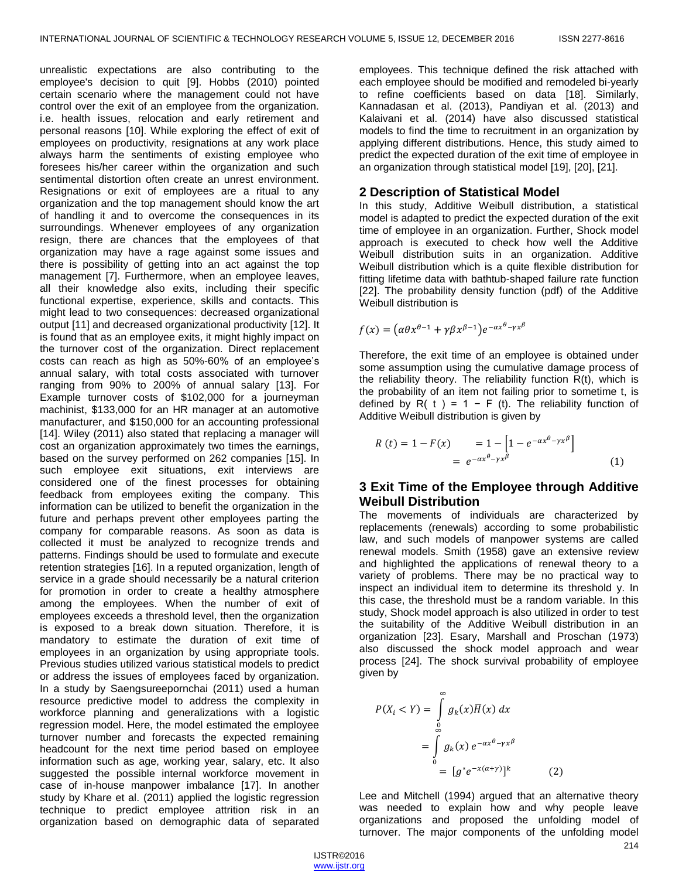unrealistic expectations are also contributing to the employee's decision to quit [9]. Hobbs (2010) pointed certain scenario where the management could not have control over the exit of an employee from the organization. i.e. health issues, relocation and early retirement and personal reasons [10]. While exploring the effect of exit of employees on productivity, resignations at any work place always harm the sentiments of existing employee who foresees his/her career within the organization and such sentimental distortion often create an unrest environment. Resignations or exit of employees are a ritual to any organization and the top management should know the art of handling it and to overcome the consequences in its surroundings. Whenever employees of any organization resign, there are chances that the employees of that organization may have a rage against some issues and there is possibility of getting into an act against the top management [7]. Furthermore, when an employee leaves, all their knowledge also exits, including their specific functional expertise, experience, skills and contacts. This might lead to two consequences: decreased organizational output [11] and decreased organizational productivity [12]. It is found that as an employee exits, it might highly impact on the turnover cost of the organization. Direct replacement costs can reach as high as 50%-60% of an employee's annual salary, with total costs associated with turnover ranging from 90% to 200% of annual salary [13]. For Example turnover costs of $102,000 for a journeyman machinist, $133,000 for an HR manager at an automotive manufacturer, and $150,000 for an accounting professional [14]. Wiley (2011) also stated that replacing a manager will cost an organization approximately two times the earnings, based on the survey performed on 262 companies [15]. In such employee exit situations, exit interviews are considered one of the finest processes for obtaining feedback from employees exiting the company. This information can be utilized to benefit the organization in the future and perhaps prevent other employees parting the company for comparable reasons. As soon as data is collected it must be analyzed to recognize trends and patterns. Findings should be used to formulate and execute retention strategies [16]. In a reputed organization, length of service in a grade should necessarily be a natural criterion for promotion in order to create a healthy atmosphere among the employees. When the number of exit of employees exceeds a threshold level, then the organization is exposed to a break down situation. Therefore, it is mandatory to estimate the duration of exit time of employees in an organization by using appropriate tools. Previous studies utilized various statistical models to predict or address the issues of employees faced by organization. In a study by Saengsureepornchai (2011) used a human resource predictive model to address the complexity in workforce planning and generalizations with a logistic regression model. Here, the model estimated the employee turnover number and forecasts the expected remaining headcount for the next time period based on employee information such as age, working year, salary, etc. It also suggested the possible internal workforce movement in case of in-house manpower imbalance [17]. In another study by Khare et al. (2011) applied the logistic regression technique to predict employee attrition risk in an organization based on demographic data of separated employees. This technique defined the risk attached with each employee should be modified and remodeled bi-yearly to refine coefficients based on data [18]. Similarly, Kannadasan et al. (2013), Pandiyan et al. (2013) and Kalaivani et al. (2014) have also discussed statistical models to find the time to recruitment in an organization by applying different distributions. Hence, this study aimed to predict the expected duration of the exit time of employee in an organization through statistical model [19], [20], [21].

## 2 Description of Statistical Model

In this study, Additive Weibull distribution, a statistical model is adapted to predict the expected duration of the exit time of employee in an organization. Further, Shock model approach is executed to check how well the Additive Weibull distribution suits in an organization. Additive Weibull distribution which is a quite flexible distribution for fitting lifetime data with bathtub-shaped failure rate function [22]. The probability density function (pdf) of the Additive Weibull distribution is

$$f(x) = \left(\alpha\theta x^{\theta-1} + \gamma\beta x^{\beta-1}\right)e^{-\alpha x^{\theta}-\gamma x^{\beta}}$$

Therefore, the exit time of an employee is obtained under some assumption using the cumulative damage process of the reliability theory. The reliability function R(t), which is the probability of an item not failing prior to sometime t, is defined by R( t ) = 1 − F (t). The reliability function of Additive Weibull distribution is given by

$$\begin{aligned} R\,(t) = 1 - F(x) \qquad &= 1 - \left[1 - e^{-\alpha x^{\theta}-\gamma x^{\beta}}\right] \\ &= e^{-\alpha x^{\theta}-\gamma x^{\beta}} \end{aligned} \tag{1}$$

## 3 Exit Time of the Employee through Additive Weibull Distribution

The movements of individuals are characterized by replacements (renewals) according to some probabilistic law, and such models of manpower systems are called renewal models. Smith (1958) gave an extensive review and highlighted the applications of renewal theory to a variety of problems. There may be no practical way to inspect an individual item to determine its threshold y. In this case, the threshold must be a random variable. In this study, Shock model approach is also utilized in order to test the suitability of the Additive Weibull distribution in an organization [23]. Esary, Marshall and Proschan (1973) also discussed the shock model approach and wear process [24]. The shock survival probability of employee given by

$$\begin{aligned} P(X_i < Y) &= \int_0^\infty g_k(x)\bar{H}(x)\,dx \\ &= \int_0^\infty g_k(x)\,e^{-\alpha x^{\theta}-\gamma x^{\beta}} \\ &= [g^* e^{-x(\alpha+\gamma)}]^k \end{aligned} \tag{2}$$

Lee and Mitchell (1994) argued that an alternative theory was needed to explain how and why people leave organizations and proposed the unfolding model of turnover. The major components of the unfolding model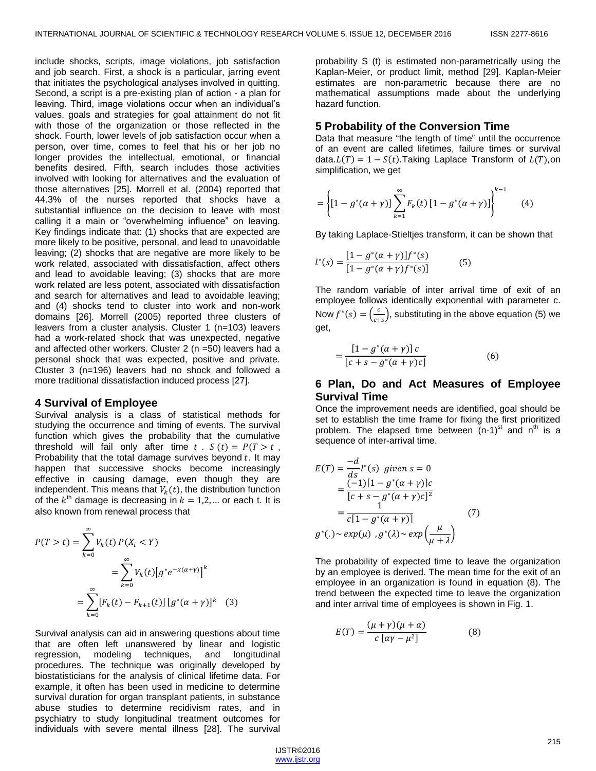include shocks, scripts, image violations, job satisfaction and job search. First, a shock is a particular, jarring event that initiates the psychological analyses involved in quitting. Second, a script is a pre-existing plan of action - a plan for leaving. Third, image violations occur when an individual's values, goals and strategies for goal attainment do not fit with those of the organization or those reflected in the shock. Fourth, lower levels of job satisfaction occur when a person, over time, comes to feel that his or her job no longer provides the intellectual, emotional, or financial benefits desired. Fifth, search includes those activities involved with looking for alternatives and the evaluation of those alternatives [25]. Morrell et al. (2004) reported that 44.3% of the nurses reported that shocks have a substantial influence on the decision to leave with most calling it a main or "overwhelming influence" on leaving. Key findings indicate that: (1) shocks that are expected are more likely to be positive, personal, and lead to unavoidable leaving; (2) shocks that are negative are more likely to be work related, associated with dissatisfaction, affect others and lead to avoidable leaving; (3) shocks that are more work related are less potent, associated with dissatisfaction and search for alternatives and lead to avoidable leaving; and (4) shocks tend to cluster into work and non-work domains [26]. Morrell (2005) reported three clusters of leavers from a cluster analysis. Cluster 1 (n=103) leavers had a work-related shock that was unexpected, negative and affected other workers. Cluster 2 (n =50) leavers had a personal shock that was expected, positive and private. Cluster 3 (n=196) leavers had no shock and followed a more traditional dissatisfaction induced process [27].

## 4 Survival of Employee

Survival analysis is a class of statistical methods for studying the occurrence and timing of events. The survival function which gives the probability that the cumulative threshold will fail only after time $t$ . $S(t) = P(T > t$ , Probability that the total damage survives beyond $t$. It may happen that successive shocks become increasingly effective in causing damage, even though they are independent. This means that $V_k(t)$, the distribution function of the $k^{th}$ damage is decreasing in $k = 1,2, \dots$ or each t. It is also known from renewal process that

$$
\begin{aligned}
P(T > t) &= \sum_{k=0}^{\infty} V_k(t)\, P(X_i < Y) \\
&= \sum_{k=0}^{\infty} V_k(t) \left[ g^* e^{-x(\alpha+\gamma)} \right]^k \\
&= \sum_{k=0}^{\infty} [F_k(t) - F_{k+1}(t)]\, [g^*(\alpha + \gamma)]^k \quad (3)
\end{aligned}
$$

Survival analysis can aid in answering questions about time that are often left unanswered by linear and logistic regression, modeling techniques, and longitudinal procedures. The technique was originally developed by biostatisticians for the analysis of clinical lifetime data. For example, it often has been used in medicine to determine survival duration for organ transplant patients, in substance abuse studies to determine recidivism rates, and in psychiatry to study longitudinal treatment outcomes for individuals with severe mental illness [28]. The survival probability S (t) is estimated non-parametrically using the Kaplan-Meier, or product limit, method [29]. Kaplan-Meier estimates are non-parametric because there are no mathematical assumptions made about the underlying hazard function.

## 5 Probability of the Conversion Time

Data that measure "the length of time" until the occurrence of an event are called lifetimes, failure times or survival data. $L(T) = 1 - S(t)$. Taking Laplace Transform of $L(T)$, on simplification, we get

$$
= \left\{ [1 - g^*(\alpha + \gamma)] \sum_{k=1}^{\infty} F_k(t)\, [1 - g^*(\alpha + \gamma)] \right\}^{k-1} \qquad (4)
$$

By taking Laplace-Stieltjes transform, it can be shown that

$$
l^*(s) = \frac{[1 - g^*(\alpha + \gamma)] f^*(s)}{[1 - g^*(\alpha + \gamma) f^*(s)]} \qquad (5)
$$

The random variable of inter arrival time of exit of an employee follows identically exponential with parameter c. Now $f^*(s) = \left(\frac{c}{c+s}\right)$, substituting in the above equation (5) we get,

$$
= \frac{[1 - g^*(\alpha + \gamma)]\, c}{[c + s - g^*(\alpha + \gamma) c]} \qquad (6)
$$

## 6 Plan, Do and Act Measures of Employee Survival Time

Once the improvement needs are identified, goal should be set to establish the time frame for fixing the first prioritized problem. The elapsed time between (n-1)$^{st}$ and n$^{th}$ is a sequence of inter-arrival time.

$$
\begin{aligned}
E(T) &= \frac{-d}{ds} l^*(s) \;\; given\; s = 0 \\
&= \frac{(-1)[1 - g^*(\alpha + \gamma)]c}{[c + s - g^*(\alpha + \gamma)c]^2} \\
&= \frac{1}{c[1 - g^*(\alpha + \gamma)]} \qquad (7) \\
g^*(.) &\sim exp(\mu)\;, g^*(\lambda) \sim exp\left(\frac{\mu}{\mu + \lambda}\right)
\end{aligned}
$$

The probability of expected time to leave the organization by an employee is derived. The mean time for the exit of an employee in an organization is found in equation (8). The trend between the expected time to leave the organization and inter arrival time of employees is shown in Fig. 1.

$$
E(T) = \frac{(\mu + \gamma)(\mu + \alpha)}{c\,[\alpha\gamma - \mu^2]} \qquad (8)
$$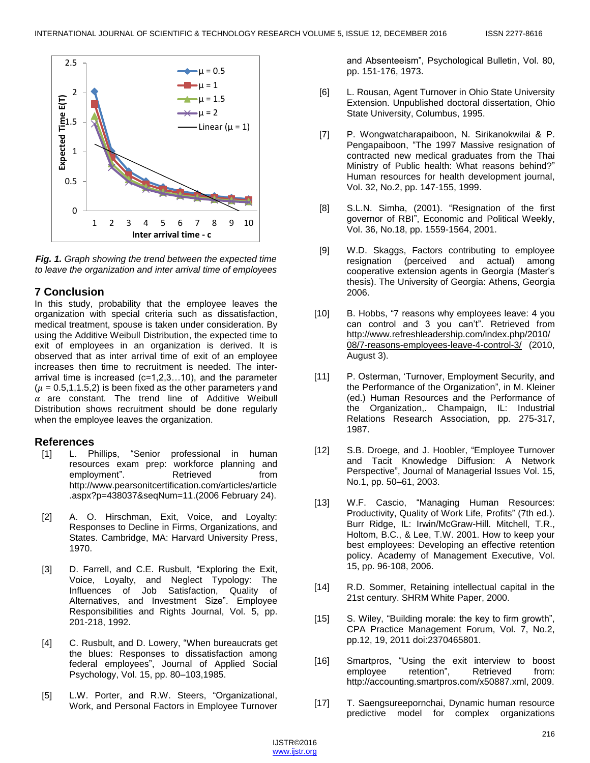*Fig. 1. Graph showing the trend between the expected time to leave the organization and inter arrival time of employees*

## 7 Conclusion

In this study, probability that the employee leaves the organization with special criteria such as dissatisfaction, medical treatment, spouse is taken under consideration. By using the Additive Weibull Distribution, the expected time to exit of employees in an organization is derived. It is observed that as inter arrival time of exit of an employee increases then time to recruitment is needed. The inter-arrival time is increased (c=1,2,3…10), and the parameter ($\mu$ = 0.5,1,1.5,2) is been fixed as the other parameters $\gamma$ and $\alpha$ are constant. The trend line of Additive Weibull Distribution shows recruitment should be done regularly when the employee leaves the organization.

## References

[1] L. Phillips, "Senior professional in human resources exam prep: workforce planning and employment". Retrieved from http://www.pearsonitcertification.com/articles/article.aspx?p=438037&seqNum=11.(2006 February 24).

[2] A. O. Hirschman, Exit, Voice, and Loyalty: Responses to Decline in Firms, Organizations, and States. Cambridge, MA: Harvard University Press, 1970.

[3] D. Farrell, and C.E. Rusbult, "Exploring the Exit, Voice, Loyalty, and Neglect Typology: The Influences of Job Satisfaction, Quality of Alternatives, and Investment Size". Employee Responsibilities and Rights Journal, Vol. 5, pp. 201-218, 1992.

[4] C. Rusbult, and D. Lowery, "When bureaucrats get the blues: Responses to dissatisfaction among federal employees", Journal of Applied Social Psychology, Vol. 15, pp. 80–103,1985.

[5] L.W. Porter, and R.W. Steers, "Organizational, Work, and Personal Factors in Employee Turnover and Absenteeism", Psychological Bulletin, Vol. 80, pp. 151-176, 1973.

[6] L. Rousan, Agent Turnover in Ohio State University Extension. Unpublished doctoral dissertation, Ohio State University, Columbus, 1995.

[7] P. Wongwatcharapaiboon, N. Sirikanokwilai & P. Pengapaiboon, "The 1997 Massive resignation of contracted new medical graduates from the Thai Ministry of Public health: What reasons behind?" Human resources for health development journal, Vol. 32, No.2, pp. 147-155, 1999.

[8] S.L.N. Simha, (2001). "Resignation of the first governor of RBI", Economic and Political Weekly, Vol. 36, No.18, pp. 1559-1564, 2001.

[9] W.D. Skaggs, Factors contributing to employee resignation (perceived and actual) among cooperative extension agents in Georgia (Master's thesis). The University of Georgia: Athens, Georgia 2006.

[10] B. Hobbs, "7 reasons why employees leave: 4 you can control and 3 you can't". Retrieved from http://www.refreshleadership.com/index.php/2010/08/7-reasons-employees-leave-4-control-3/ (2010, August 3).

[11] P. Osterman, 'Turnover, Employment Security, and the Performance of the Organization", in M. Kleiner (ed.) Human Resources and the Performance of the Organization,. Champaign, IL: Industrial Relations Research Association, pp. 275-317, 1987.

[12] S.B. Droege, and J. Hoobler, "Employee Turnover and Tacit Knowledge Diffusion: A Network Perspective", Journal of Managerial Issues Vol. 15, No.1, pp. 50–61, 2003.

[13] W.F. Cascio, "Managing Human Resources: Productivity, Quality of Work Life, Profits" (7th ed.). Burr Ridge, IL: Irwin/McGraw-Hill. Mitchell, T.R., Holtom, B.C., & Lee, T.W. 2001. How to keep your best employees: Developing an effective retention policy. Academy of Management Executive, Vol. 15, pp. 96-108, 2006.

[14] R.D. Sommer, Retaining intellectual capital in the 21st century. SHRM White Paper, 2000.

[15] S. Wiley, "Building morale: the key to firm growth", CPA Practice Management Forum, Vol. 7, No.2, pp.12, 19, 2011 doi:2370465801.

[16] Smartpros, "Using the exit interview to boost employee retention", Retrieved from: http://accounting.smartpros.com/x50887.xml, 2009.

[17] T. Saengsureepornchai, Dynamic human resource predictive model for complex organizations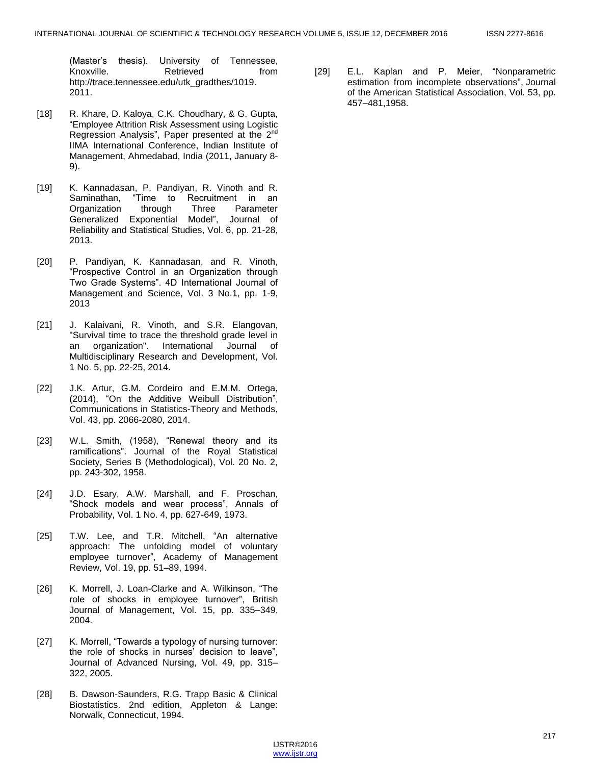(Master's thesis). University of Tennessee, Knoxville. Retrieved from http://trace.tennessee.edu/utk_gradthes/1019. 2011.

[18] R. Khare, D. Kaloya, C.K. Choudhary, & G. Gupta, "Employee Attrition Risk Assessment using Logistic Regression Analysis", Paper presented at the 2nd IIMA International Conference, Indian Institute of Management, Ahmedabad, India (2011, January 8-9).

[19] K. Kannadasan, P. Pandiyan, R. Vinoth and R. Saminathan, "Time to Recruitment in an Organization through Three Parameter Generalized Exponential Model", Journal of Reliability and Statistical Studies, Vol. 6, pp. 21-28, 2013.

[20] P. Pandiyan, K. Kannadasan, and R. Vinoth, "Prospective Control in an Organization through Two Grade Systems". 4D International Journal of Management and Science, Vol. 3 No.1, pp. 1-9, 2013

[21] J. Kalaivani, R. Vinoth, and S.R. Elangovan, "Survival time to trace the threshold grade level in an organization". International Journal of Multidisciplinary Research and Development, Vol. 1 No. 5, pp. 22-25, 2014.

[22] J.K. Artur, G.M. Cordeiro and E.M.M. Ortega, (2014), "On the Additive Weibull Distribution", Communications in Statistics-Theory and Methods, Vol. 43, pp. 2066-2080, 2014.

[23] W.L. Smith, (1958), "Renewal theory and its ramifications". Journal of the Royal Statistical Society, Series B (Methodological), Vol. 20 No. 2, pp. 243-302, 1958.

[24] J.D. Esary, A.W. Marshall, and F. Proschan, "Shock models and wear process", Annals of Probability, Vol. 1 No. 4, pp. 627-649, 1973.

[25] T.W. Lee, and T.R. Mitchell, "An alternative approach: The unfolding model of voluntary employee turnover", Academy of Management Review, Vol. 19, pp. 51–89, 1994.

[26] K. Morrell, J. Loan-Clarke and A. Wilkinson, "The role of shocks in employee turnover", British Journal of Management, Vol. 15, pp. 335–349, 2004.

[27] K. Morrell, "Towards a typology of nursing turnover: the role of shocks in nurses' decision to leave", Journal of Advanced Nursing, Vol. 49, pp. 315–322, 2005.

[28] B. Dawson-Saunders, R.G. Trapp Basic & Clinical Biostatistics. 2nd edition, Appleton & Lange: Norwalk, Connecticut, 1994.

[29] E.L. Kaplan and P. Meier, "Nonparametric estimation from incomplete observations", Journal of the American Statistical Association, Vol. 53, pp. 457–481,1958.